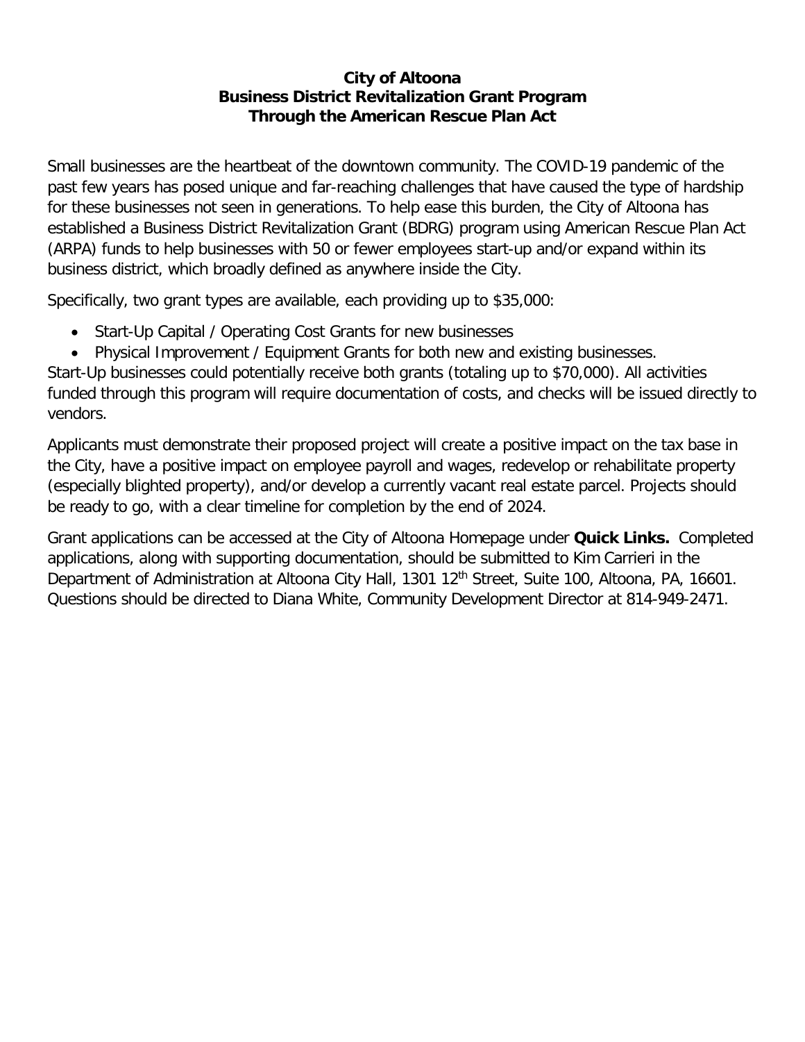# City of Altoona
## Business District Revitalization Grant Program
## Through the American Rescue Plan Act

Small businesses are the heartbeat of the downtown community. The COVID-19 pandemic of the past few years has posed unique and far-reaching challenges that have caused the type of hardship for these businesses not seen in generations. To help ease this burden, the City of Altoona has established a Business District Revitalization Grant (BDRG) program using American Rescue Plan Act (ARPA) funds to help businesses with 50 or fewer employees start-up and/or expand within its business district, which broadly defined as anywhere inside the City.

Specifically, two grant types are available, each providing up to $35,000:

- Start-Up Capital / Operating Cost Grants for new businesses
- Physical Improvement / Equipment Grants for both new and existing businesses.

Start-Up businesses could potentially receive both grants (totaling up to $70,000). All activities funded through this program will require documentation of costs, and checks will be issued directly to vendors.

Applicants must demonstrate their proposed project will create a positive impact on the tax base in the City, have a positive impact on employee payroll and wages, redevelop or rehabilitate property (especially blighted property), and/or develop a currently vacant real estate parcel. Projects should be ready to go, with a clear timeline for completion by the end of 2024.

Grant applications can be accessed at the City of Altoona Homepage under **Quick Links.** Completed applications, along with supporting documentation, should be submitted to Kim Carrieri in the Department of Administration at Altoona City Hall, 1301 12th Street, Suite 100, Altoona, PA, 16601. Questions should be directed to Diana White, Community Development Director at 814-949-2471.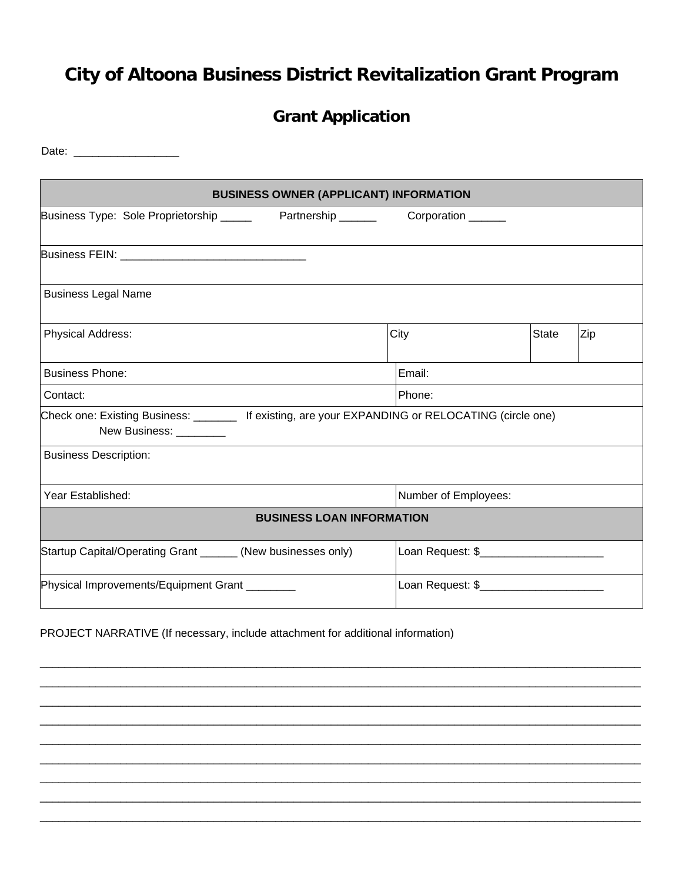# City of Altoona Business District Revitalization Grant Program

## Grant Application

Date: _________________

| BUSINESS OWNER (APPLICANT) INFORMATION | | | |
|---|---|---|---|
| Business Type: Sole Proprietorship _____ Partnership ______ Corporation ______ | | | |
| Business FEIN: ______________________________ | | | |
| Business Legal Name | | | |
| Physical Address: | City | State | Zip |
| Business Phone: | Email: | | |
| Contact: | Phone: | | |
| Check one: Existing Business: _______ If existing, are your EXPANDING or RELOCATING (circle one)<br>New Business: ________ | | | |
| Business Description: | | | |
| Year Established: | Number of Employees: | | |
| **BUSINESS LOAN INFORMATION** | | | |
| Startup Capital/Operating Grant ______ (New businesses only) | Loan Request: $____________________ | | |
| Physical Improvements/Equipment Grant ________ | Loan Request: $____________________ | | |

PROJECT NARRATIVE (If necessary, include attachment for additional information)

_____________________________________________________________________________________________

_____________________________________________________________________________________________

_____________________________________________________________________________________________

_____________________________________________________________________________________________

_____________________________________________________________________________________________

_____________________________________________________________________________________________

_____________________________________________________________________________________________

_____________________________________________________________________________________________

_____________________________________________________________________________________________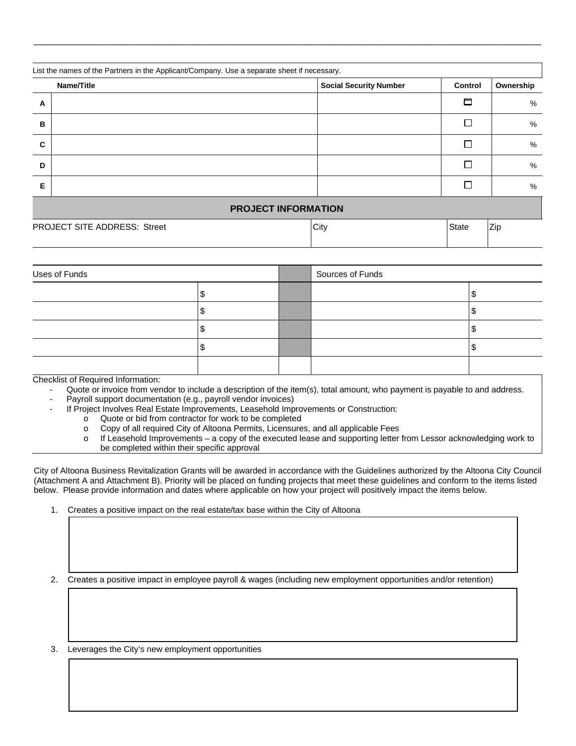List the names of the Partners in the Applicant/Company. Use a separate sheet if necessary.

| | Name/Title | Social Security Number | Control | Ownership |
|---|---|---|---|---|
| A | | | ☐ | % |
| B | | | ☐ | % |
| C | | | ☐ | % |
| D | | | ☐ | % |
| E | | | ☐ | % |

## PROJECT INFORMATION

| PROJECT SITE ADDRESS: Street | City | State | Zip |
|---|---|---|---|
| | | | |

| Uses of Funds | | | Sources of Funds | |
|---|---|---|---|---|
| | $ | | | $ |
| | $ | | | $ |
| | $ | | | $ |
| | $ | | | $ |
| | | | | |

Checklist of Required Information:

- Quote or invoice from vendor to include a description of the item(s), total amount, who payment is payable to and address.
- Payroll support documentation (e.g., payroll vendor invoices)
- If Project Involves Real Estate Improvements, Leasehold Improvements or Construction:
  - Quote or bid from contractor for work to be completed
  - Copy of all required City of Altoona Permits, Licensures, and all applicable Fees
  - If Leasehold Improvements – a copy of the executed lease and supporting letter from Lessor acknowledging work to be completed within their specific approval

City of Altoona Business Revitalization Grants will be awarded in accordance with the Guidelines authorized by the Altoona City Council (Attachment A and Attachment B). Priority will be placed on funding projects that meet these guidelines and conform to the items listed below. Please provide information and dates where applicable on how your project will positively impact the items below.

1. Creates a positive impact on the real estate/tax base within the City of Altoona

2. Creates a positive impact in employee payroll & wages (including new employment opportunities and/or retention)

3. Leverages the City's new employment opportunities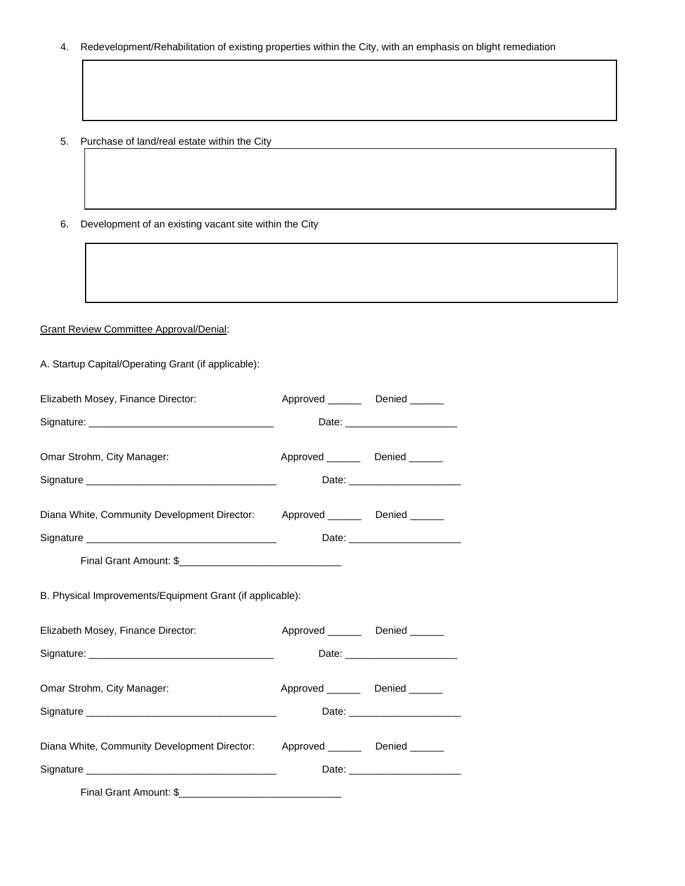4. Redevelopment/Rehabilitation of existing properties within the City, with an emphasis on blight remediation

5. Purchase of land/real estate within the City

6. Development of an existing vacant site within the City

<u>Grant Review Committee Approval/Denial</u>:

A. Startup Capital/Operating Grant (if applicable):

Elizabeth Mosey, Finance Director: Approved ______ Denied ______

Signature: ________________________________ Date: ____________________

Omar Strohm, City Manager: Approved ______ Denied ______

Signature ________________________________ Date: ____________________

Diana White, Community Development Director: Approved ______ Denied ______

Signature ________________________________ Date: ____________________

Final Grant Amount: $____________________________

B. Physical Improvements/Equipment Grant (if applicable):

Elizabeth Mosey, Finance Director: Approved ______ Denied ______

Signature: ________________________________ Date: ____________________

Omar Strohm, City Manager: Approved ______ Denied ______

Signature ________________________________ Date: ____________________

Diana White, Community Development Director: Approved ______ Denied ______

Signature ________________________________ Date: ____________________

Final Grant Amount: $____________________________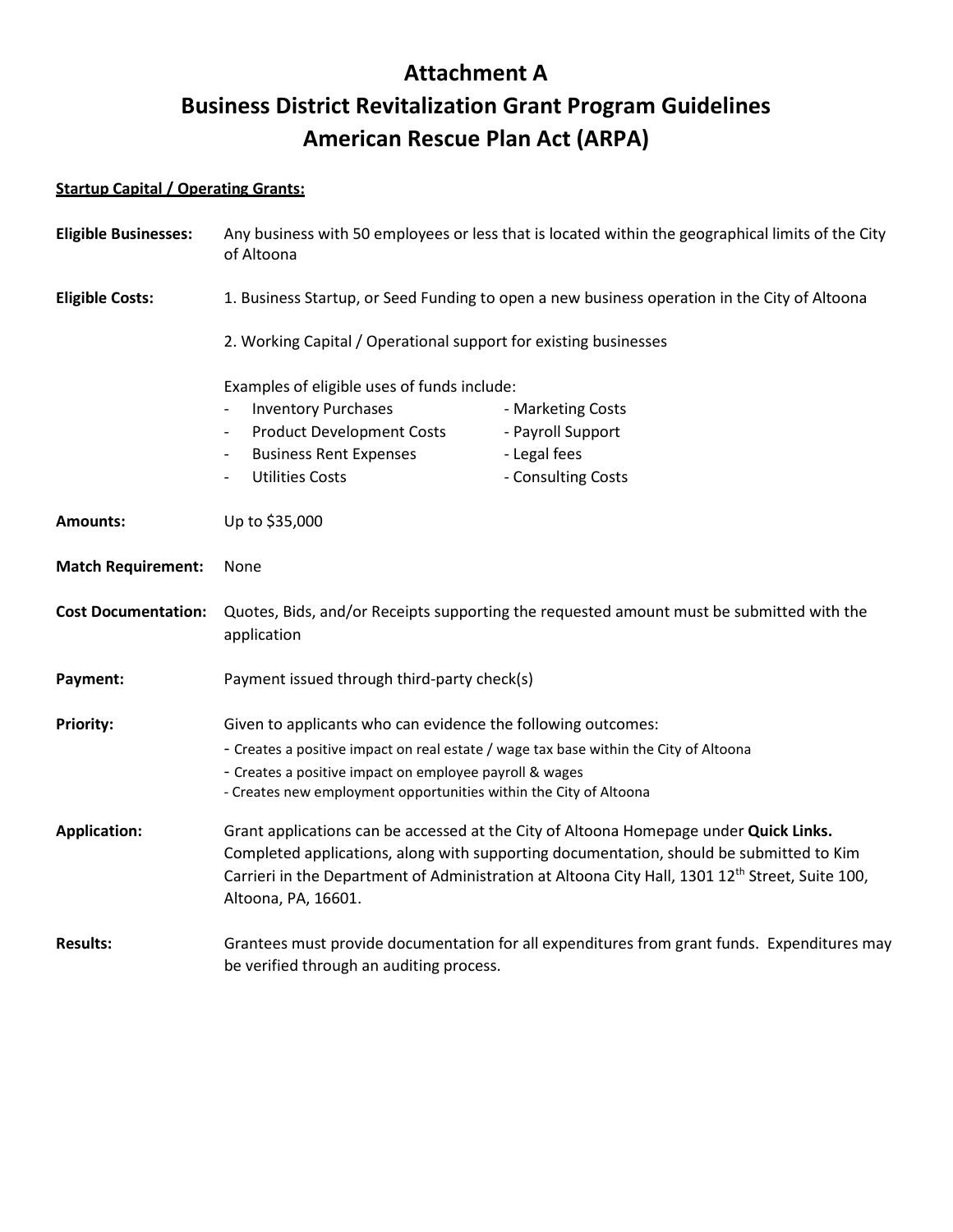# Attachment A
# Business District Revitalization Grant Program Guidelines
# American Rescue Plan Act (ARPA)

**Startup Capital / Operating Grants:**

**Eligible Businesses:** Any business with 50 employees or less that is located within the geographical limits of the City of Altoona

**Eligible Costs:** 1. Business Startup, or Seed Funding to open a new business operation in the City of Altoona

2. Working Capital / Operational support for existing businesses

Examples of eligible uses of funds include:

- Inventory Purchases
- Product Development Costs
- Business Rent Expenses
- Utilities Costs
- Marketing Costs
- Payroll Support
- Legal fees
- Consulting Costs

**Amounts:** Up to $35,000

**Match Requirement:** None

**Cost Documentation:** Quotes, Bids, and/or Receipts supporting the requested amount must be submitted with the application

**Payment:** Payment issued through third-party check(s)

**Priority:** Given to applicants who can evidence the following outcomes:

- Creates a positive impact on real estate / wage tax base within the City of Altoona
- Creates a positive impact on employee payroll & wages
- Creates new employment opportunities within the City of Altoona

**Application:** Grant applications can be accessed at the City of Altoona Homepage under **Quick Links.** Completed applications, along with supporting documentation, should be submitted to Kim Carrieri in the Department of Administration at Altoona City Hall, 1301 12th Street, Suite 100, Altoona, PA, 16601.

**Results:** Grantees must provide documentation for all expenditures from grant funds. Expenditures may be verified through an auditing process.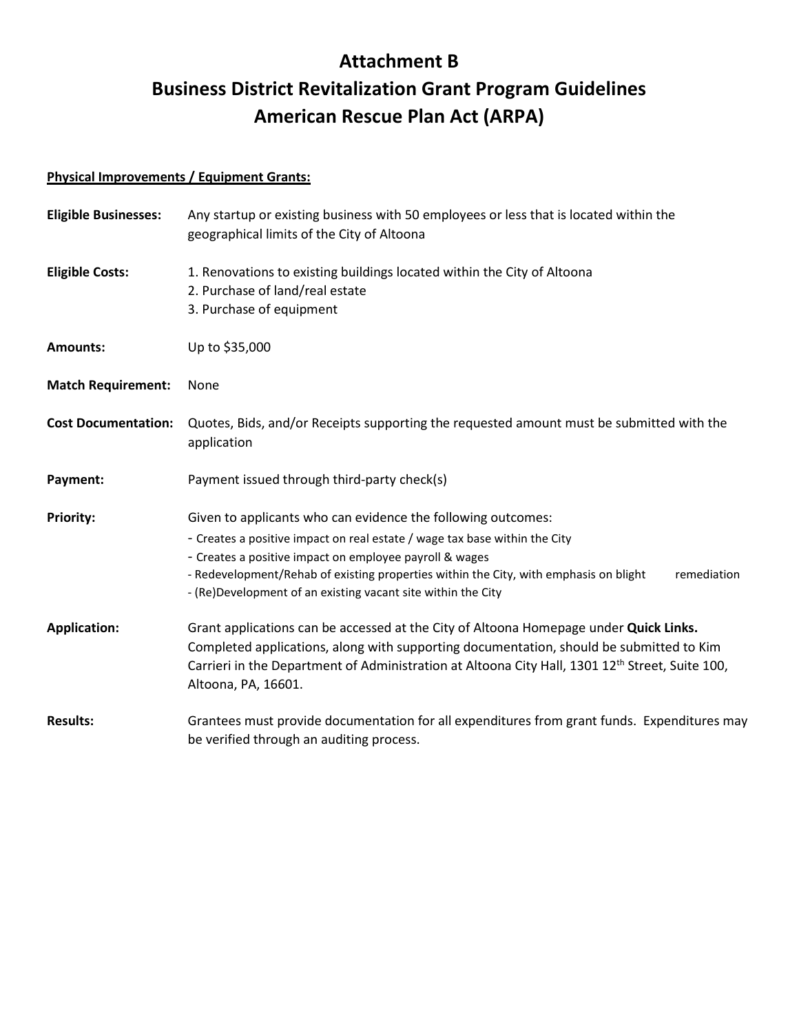# Attachment B
# Business District Revitalization Grant Program Guidelines
# American Rescue Plan Act (ARPA)

**<u>Physical Improvements / Equipment Grants:</u>**

**Eligible Businesses:** Any startup or existing business with 50 employees or less that is located within the geographical limits of the City of Altoona

**Eligible Costs:**
1. Renovations to existing buildings located within the City of Altoona
2. Purchase of land/real estate
3. Purchase of equipment

**Amounts:** Up to $35,000

**Match Requirement:** None

**Cost Documentation:** Quotes, Bids, and/or Receipts supporting the requested amount must be submitted with the application

**Payment:** Payment issued through third-party check(s)

**Priority:** Given to applicants who can evidence the following outcomes:
- Creates a positive impact on real estate / wage tax base within the City
- Creates a positive impact on employee payroll & wages
- Redevelopment/Rehab of existing properties within the City, with emphasis on blight remediation
- (Re)Development of an existing vacant site within the City

**Application:** Grant applications can be accessed at the City of Altoona Homepage under **Quick Links.** Completed applications, along with supporting documentation, should be submitted to Kim Carrieri in the Department of Administration at Altoona City Hall, 1301 12th Street, Suite 100, Altoona, PA, 16601.

**Results:** Grantees must provide documentation for all expenditures from grant funds. Expenditures may be verified through an auditing process.